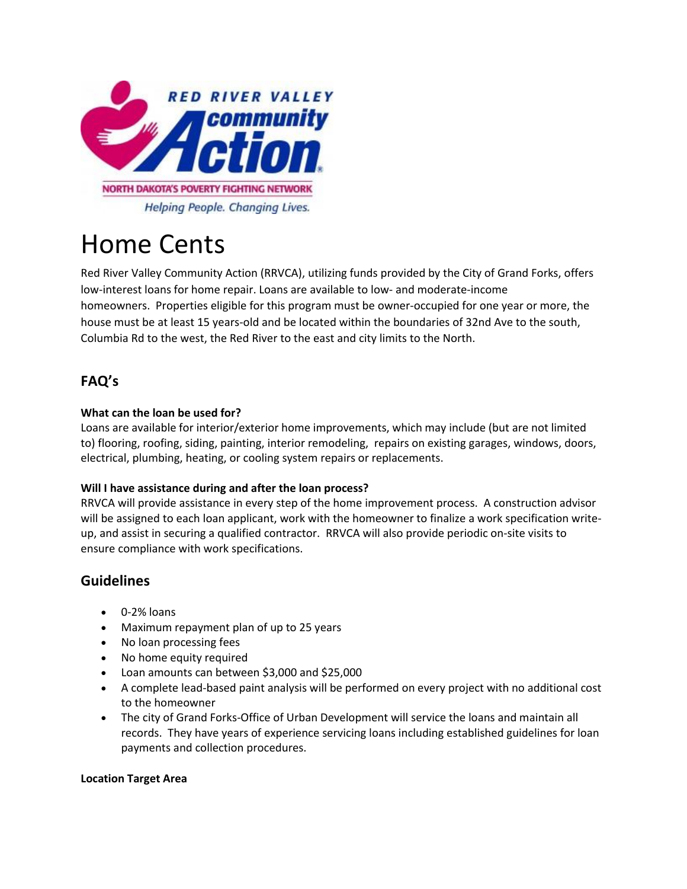# Home Cents

Red River Valley Community Action (RRVCA), utilizing funds provided by the City of Grand Forks, offers low-interest loans for home repair. Loans are available to low- and moderate-income homeowners. Properties eligible for this program must be owner-occupied for one year or more, the house must be at least 15 years-old and be located within the boundaries of 32nd Ave to the south, Columbia Rd to the west, the Red River to the east and city limits to the North.

## FAQ's

**What can the loan be used for?**
Loans are available for interior/exterior home improvements, which may include (but are not limited to) flooring, roofing, siding, painting, interior remodeling, repairs on existing garages, windows, doors, electrical, plumbing, heating, or cooling system repairs or replacements.

**Will I have assistance during and after the loan process?**
RRVCA will provide assistance in every step of the home improvement process. A construction advisor will be assigned to each loan applicant, work with the homeowner to finalize a work specification write-up, and assist in securing a qualified contractor. RRVCA will also provide periodic on-site visits to ensure compliance with work specifications.

## Guidelines

- 0-2% loans
- Maximum repayment plan of up to 25 years
- No loan processing fees
- No home equity required
- Loan amounts can between $3,000 and $25,000
- A complete lead-based paint analysis will be performed on every project with no additional cost to the homeowner
- The city of Grand Forks-Office of Urban Development will service the loans and maintain all records. They have years of experience servicing loans including established guidelines for loan payments and collection procedures.

**Location Target Area**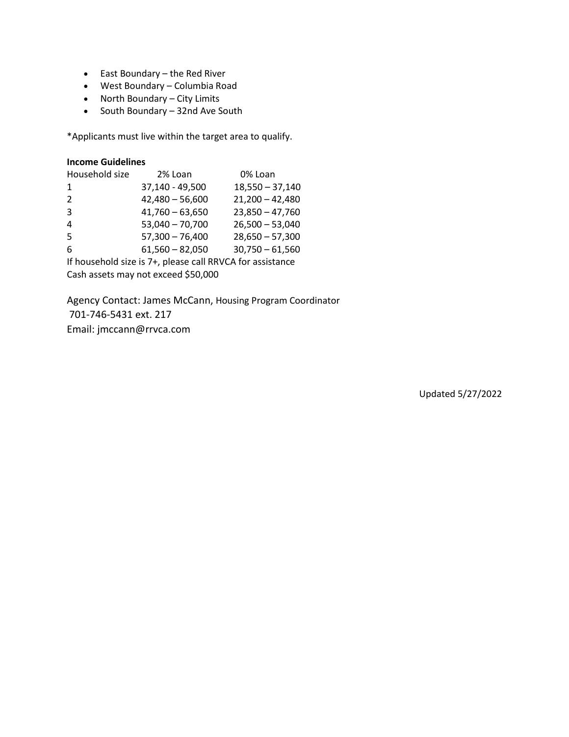- East Boundary – the Red River
- West Boundary – Columbia Road
- North Boundary – City Limits
- South Boundary – 32nd Ave South

*Applicants must live within the target area to qualify.

**Income Guidelines**

| Household size | 2% Loan | 0% Loan |
|---|---|---|
| 1 | 37,140 - 49,500 | 18,550 – 37,140 |
| 2 | 42,480 – 56,600 | 21,200 – 42,480 |
| 3 | 41,760 – 63,650 | 23,850 – 47,760 |
| 4 | 53,040 – 70,700 | 26,500 – 53,040 |
| 5 | 57,300 – 76,400 | 28,650 – 57,300 |
| 6 | 61,560 – 82,050 | 30,750 – 61,560 |

If household size is 7+, please call RRVCA for assistance
Cash assets may not exceed $50,000

Agency Contact: James McCann, Housing Program Coordinator
701-746-5431 ext. 217
Email: jmccann@rrvca.com

Updated 5/27/2022